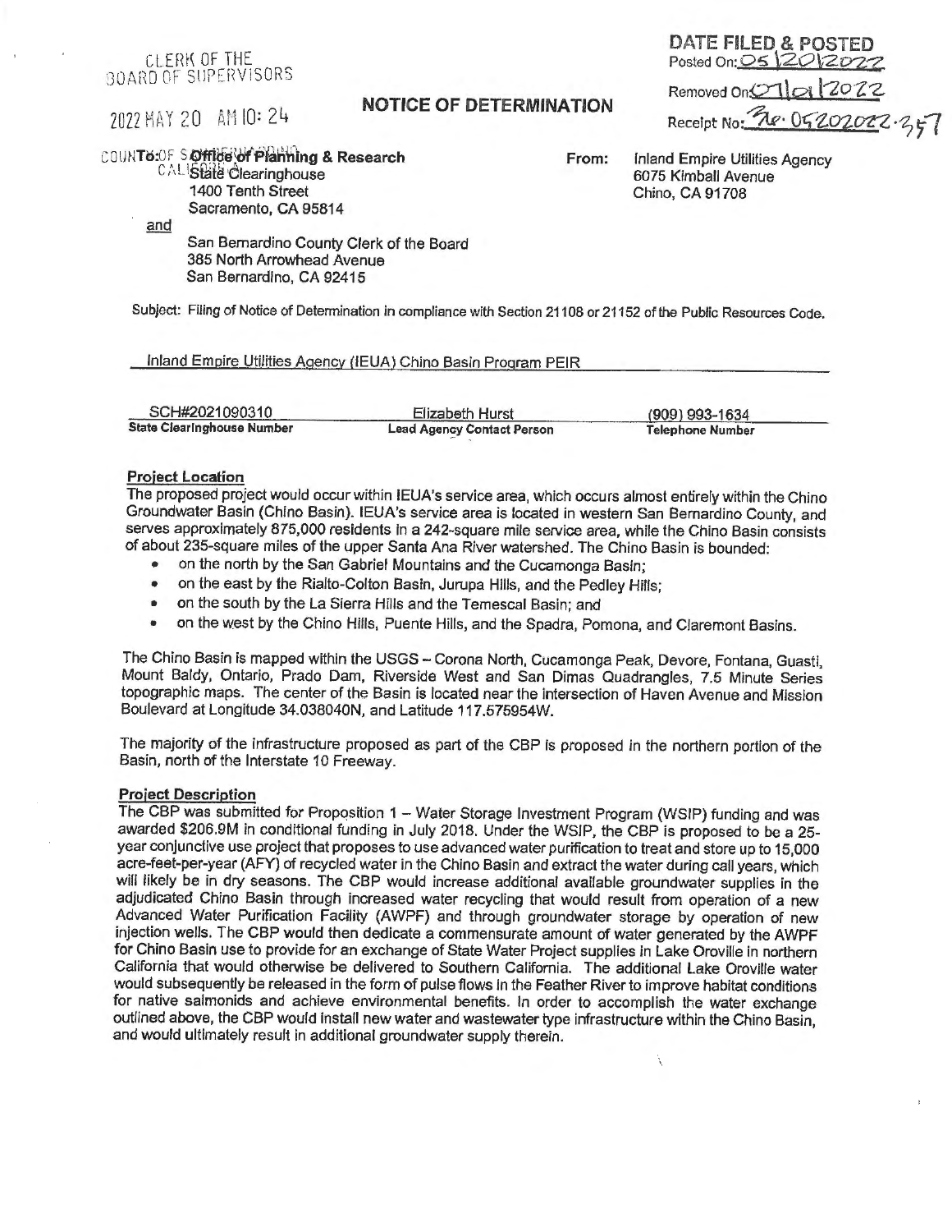CLERK OF THE
BOARD OF SUPERVISORS

2022 MAY 20 AM 10: 24

COUNTY OF SAN BERNARDINO
CALIFORNIA

**DATE FILED & POSTED**
Posted On: 05/20/2022
Removed On: 07/01/2022
Receipt No: 20-05202022-357

# NOTICE OF DETERMINATION

**To:** **Office of Planning & Research**
State Clearinghouse
1400 Tenth Street
Sacramento, CA 95814

and

San Bernardino County Clerk of the Board
385 North Arrowhead Avenue
San Bernardino, CA 92415

**From:** Inland Empire Utilities Agency
6075 Kimball Avenue
Chino, CA 91708

Subject: Filing of Notice of Determination in compliance with Section 21108 or 21152 of the Public Resources Code.

Inland Empire Utilities Agency (IEUA) Chino Basin Program PEIR

| SCH#2021090310 | Elizabeth Hurst | (909) 993-1634 |
|---|---|---|
| **State Clearinghouse Number** | **Lead Agency Contact Person** | **Telephone Number** |

**Project Location**

The proposed project would occur within IEUA's service area, which occurs almost entirely within the Chino Groundwater Basin (Chino Basin). IEUA's service area is located in western San Bernardino County, and serves approximately 875,000 residents in a 242-square mile service area, while the Chino Basin consists of about 235-square miles of the upper Santa Ana River watershed. The Chino Basin is bounded:

- on the north by the San Gabriel Mountains and the Cucamonga Basin;
- on the east by the Rialto-Colton Basin, Jurupa Hills, and the Pedley Hills;
- on the south by the La Sierra Hills and the Temescal Basin; and
- on the west by the Chino Hills, Puente Hills, and the Spadra, Pomona, and Claremont Basins.

The Chino Basin is mapped within the USGS – Corona North, Cucamonga Peak, Devore, Fontana, Guasti, Mount Baldy, Ontario, Prado Dam, Riverside West and San Dimas Quadrangles, 7.5 Minute Series topographic maps. The center of the Basin is located near the intersection of Haven Avenue and Mission Boulevard at Longitude 34.038040N, and Latitude 117.575954W.

The majority of the infrastructure proposed as part of the CBP is proposed in the northern portion of the Basin, north of the Interstate 10 Freeway.

**Project Description**

The CBP was submitted for Proposition 1 – Water Storage Investment Program (WSIP) funding and was awarded $206.9M in conditional funding in July 2018. Under the WSIP, the CBP is proposed to be a 25-year conjunctive use project that proposes to use advanced water purification to treat and store up to 15,000 acre-feet-per-year (AFY) of recycled water in the Chino Basin and extract the water during call years, which will likely be in dry seasons. The CBP would increase additional available groundwater supplies in the adjudicated Chino Basin through increased water recycling that would result from operation of a new Advanced Water Purification Facility (AWPF) and through groundwater storage by operation of new injection wells. The CBP would then dedicate a commensurate amount of water generated by the AWPF for Chino Basin use to provide for an exchange of State Water Project supplies in Lake Oroville in northern California that would otherwise be delivered to Southern California. The additional Lake Oroville water would subsequently be released in the form of pulse flows in the Feather River to improve habitat conditions for native salmonids and achieve environmental benefits. In order to accomplish the water exchange outlined above, the CBP would install new water and wastewater type infrastructure within the Chino Basin, and would ultimately result in additional groundwater supply therein.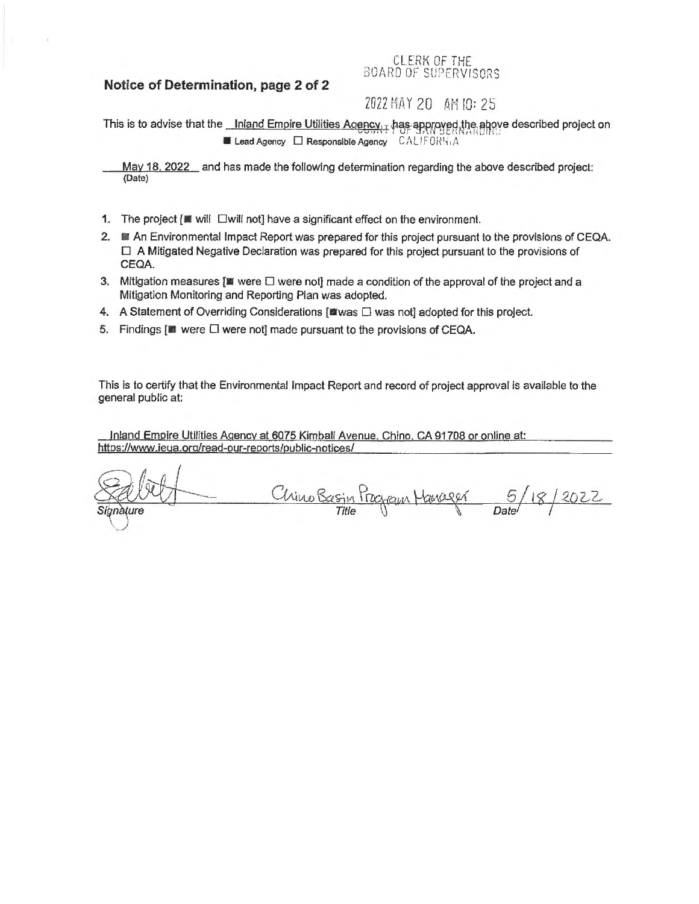**Notice of Determination, page 2 of 2**

CLERK OF THE
BOARD OF SUPERVISORS

2022 MAY 20 AM 10: 25

COUNTY OF SAN BERNARDINO
CALIFORNIA

This is to advise that the Inland Empire Utilities Agency has approved the above described project on

■ Lead Agency ☐ Responsible Agency

May 18, 2022 (Date) and has made the following determination regarding the above described project:

1. The project [■ will ☐ will not] have a significant effect on the environment.
2. ■ An Environmental Impact Report was prepared for this project pursuant to the provisions of CEQA.
   ☐ A Mitigated Negative Declaration was prepared for this project pursuant to the provisions of CEQA.
3. Mitigation measures [■ were ☐ were not] made a condition of the approval of the project and a Mitigation Monitoring and Reporting Plan was adopted.
4. A Statement of Overriding Considerations [■ was ☐ was not] adopted for this project.
5. Findings [■ were ☐ were not] made pursuant to the provisions of CEQA.

This is to certify that the Environmental Impact Report and record of project approval is available to the general public at:

Inland Empire Utilities Agency at 6075 Kimball Avenue, Chino, CA 91708 or online at: https://www.ieua.org/read-our-reports/public-notices/

| Signature | Chino Basin Program Manager | 5/18/2022 |
|---|---|---|
| Signature | Title | Date |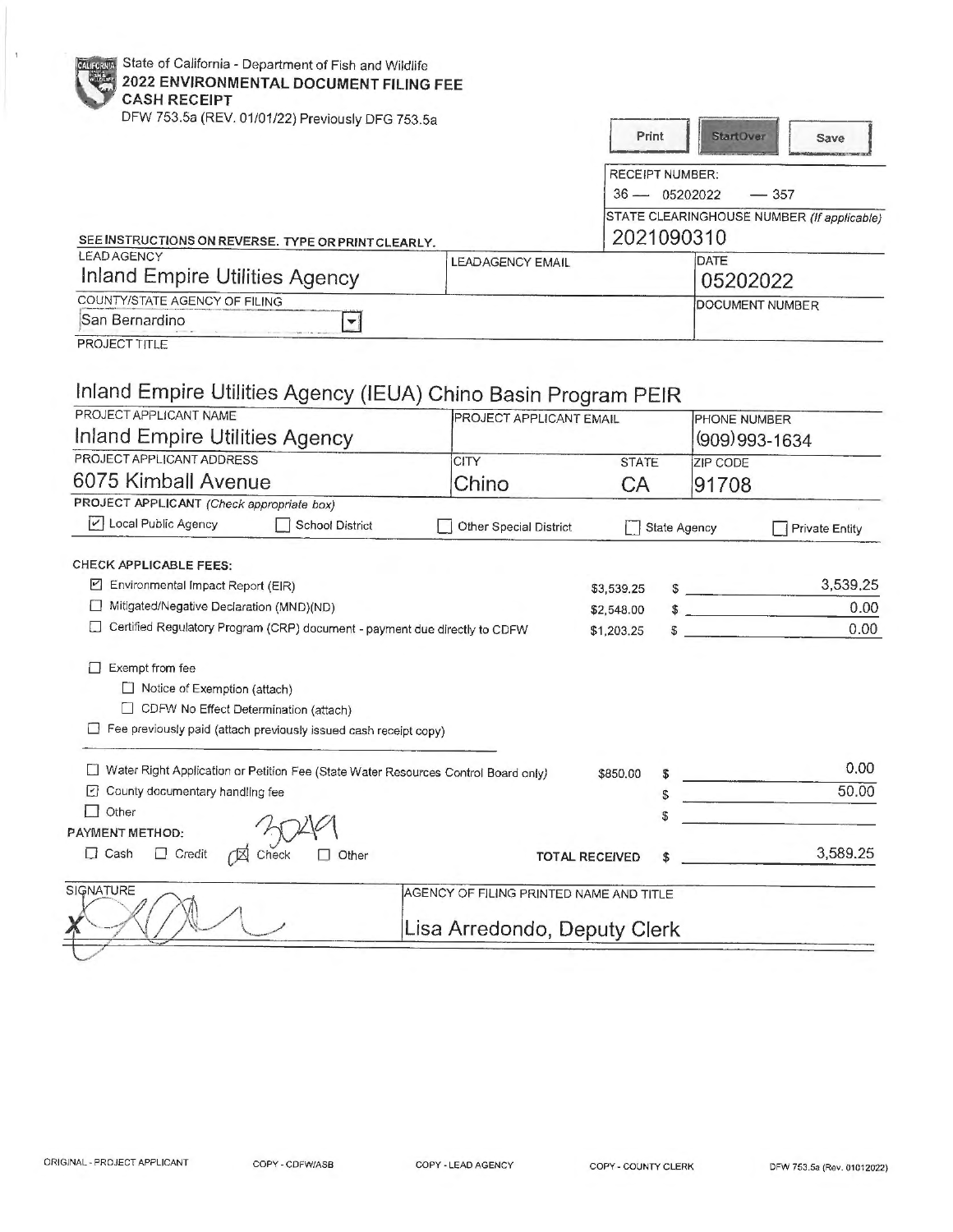State of California - Department of Fish and Wildlife
**2022 ENVIRONMENTAL DOCUMENT FILING FEE**
**CASH RECEIPT**
DFW 753.5a (REV. 01/01/22) Previously DFG 753.5a

Print | StartOver | Save

RECEIPT NUMBER:
36 — 05202022 — 357

STATE CLEARINGHOUSE NUMBER *(If applicable)*
2021090310

SEE INSTRUCTIONS ON REVERSE. TYPE OR PRINT CLEARLY.

| LEAD AGENCY | LEAD AGENCY EMAIL | DATE |
|---|---|---|
| Inland Empire Utilities Agency | | 05202022 |

| COUNTY/STATE AGENCY OF FILING | DOCUMENT NUMBER |
|---|---|
| San Bernardino | |

PROJECT TITLE

Inland Empire Utilities Agency (IEUA) Chino Basin Program PEIR

| PROJECT APPLICANT NAME | PROJECT APPLICANT EMAIL | | PHONE NUMBER |
|---|---|---|---|
| Inland Empire Utilities Agency | | | (909) 993-1634 |
| **PROJECT APPLICANT ADDRESS** | **CITY** | **STATE** | **ZIP CODE** |
| 6075 Kimball Avenue | Chino | CA | 91708 |

**PROJECT APPLICANT** *(Check appropriate box)*

☑ Local Public Agency ☐ School District ☐ Other Special District ☐ State Agency ☐ Private Entity

**CHECK APPLICABLE FEES:**

| | | |
|---|---|---|
| ☑ Environmental Impact Report (EIR) | $3,539.25 | $ 3,539.25 |
| ☐ Mitigated/Negative Declaration (MND)(ND) | $2,548.00 | $ 0.00 |
| ☐ Certified Regulatory Program (CRP) document - payment due directly to CDFW | $1,203.25 | $ 0.00 |

☐ Exempt from fee
  ☐ Notice of Exemption (attach)
  ☐ CDFW No Effect Determination (attach)
☐ Fee previously paid (attach previously issued cash receipt copy)

| | | |
|---|---|---|
| ☐ Water Right Application or Petition Fee (State Water Resources Control Board only) | $850.00 | $ 0.00 |
| ☑ County documentary handling fee | | $ 50.00 |
| ☐ Other | | $ |

**PAYMENT METHOD:**
☐ Cash ☐ Credit ☒ Check 30249 ☐ Other

**TOTAL RECEIVED** $ 3,589.25

| SIGNATURE | AGENCY OF FILING PRINTED NAME AND TITLE |
|---|---|
| X | Lisa Arredondo, Deputy Clerk |

ORIGINAL - PROJECT APPLICANT  COPY - CDFW/ASB  COPY - LEAD AGENCY  COPY - COUNTY CLERK  DFW 753.5a (Rev. 01012022)